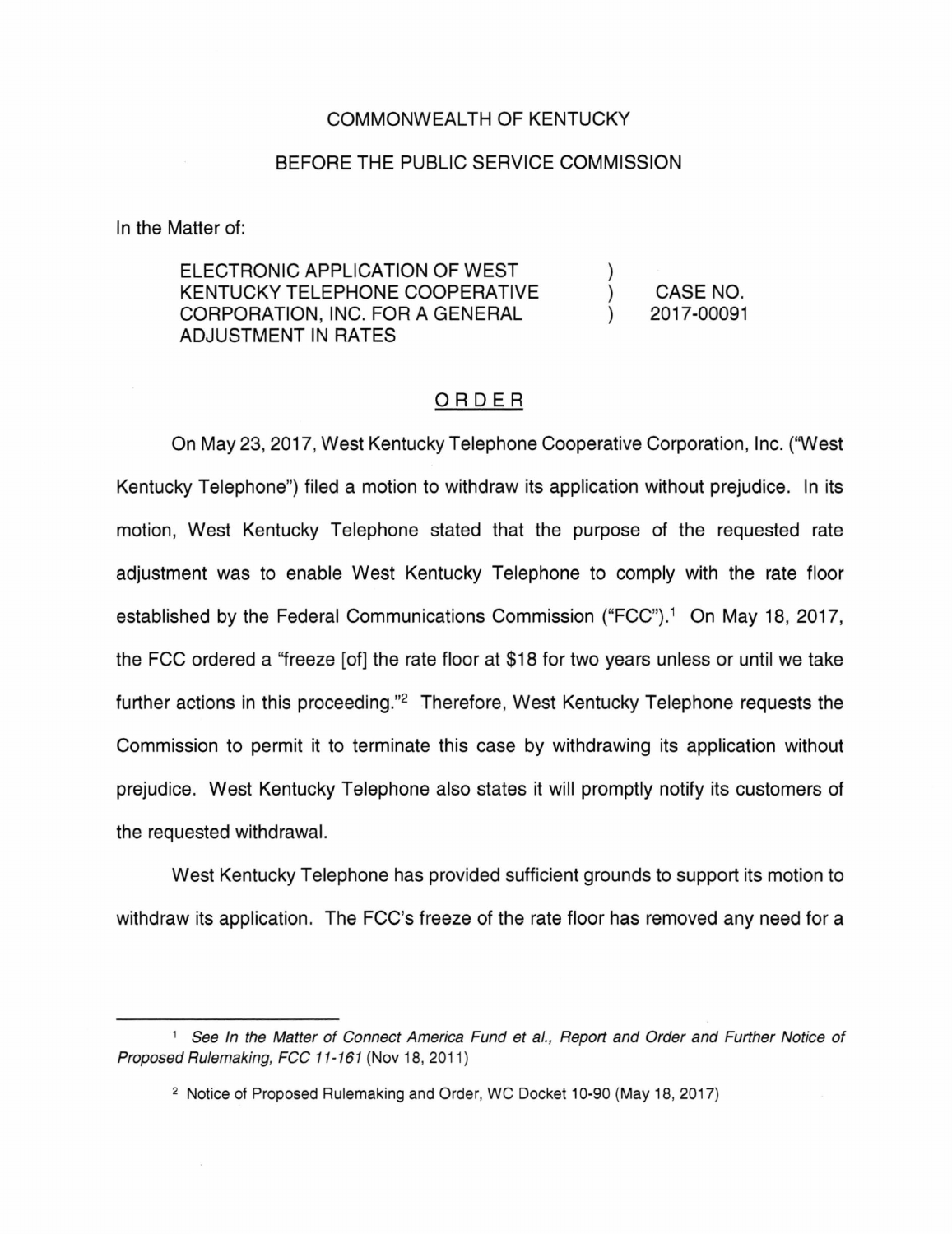COMMONWEALTH OF KENTUCKY

BEFORE THE PUBLIC SERVICE COMMISSION

In the Matter of:

| | | |
|---|---|---|
| ELECTRONIC APPLICATION OF WEST KENTUCKY TELEPHONE COOPERATIVE CORPORATION, INC. FOR A GENERAL ADJUSTMENT IN RATES | ) ) ) | CASE NO. 2017-00091 |

# ORDER

On May 23, 2017, West Kentucky Telephone Cooperative Corporation, Inc. ("West Kentucky Telephone") filed a motion to withdraw its application without prejudice. In its motion, West Kentucky Telephone stated that the purpose of the requested rate adjustment was to enable West Kentucky Telephone to comply with the rate floor established by the Federal Communications Commission ("FCC").[1] On May 18, 2017, the FCC ordered a "freeze [of] the rate floor at $18 for two years unless or until we take further actions in this proceeding."[2] Therefore, West Kentucky Telephone requests the Commission to permit it to terminate this case by withdrawing its application without prejudice. West Kentucky Telephone also states it will promptly notify its customers of the requested withdrawal.

West Kentucky Telephone has provided sufficient grounds to support its motion to withdraw its application. The FCC's freeze of the rate floor has removed any need for a

---

[1] *See In the Matter of Connect America Fund et al., Report and Order and Further Notice of Proposed Rulemaking, FCC 11-161* (Nov 18, 2011)

[2] Notice of Proposed Rulemaking and Order, WC Docket 10-90 (May 18, 2017)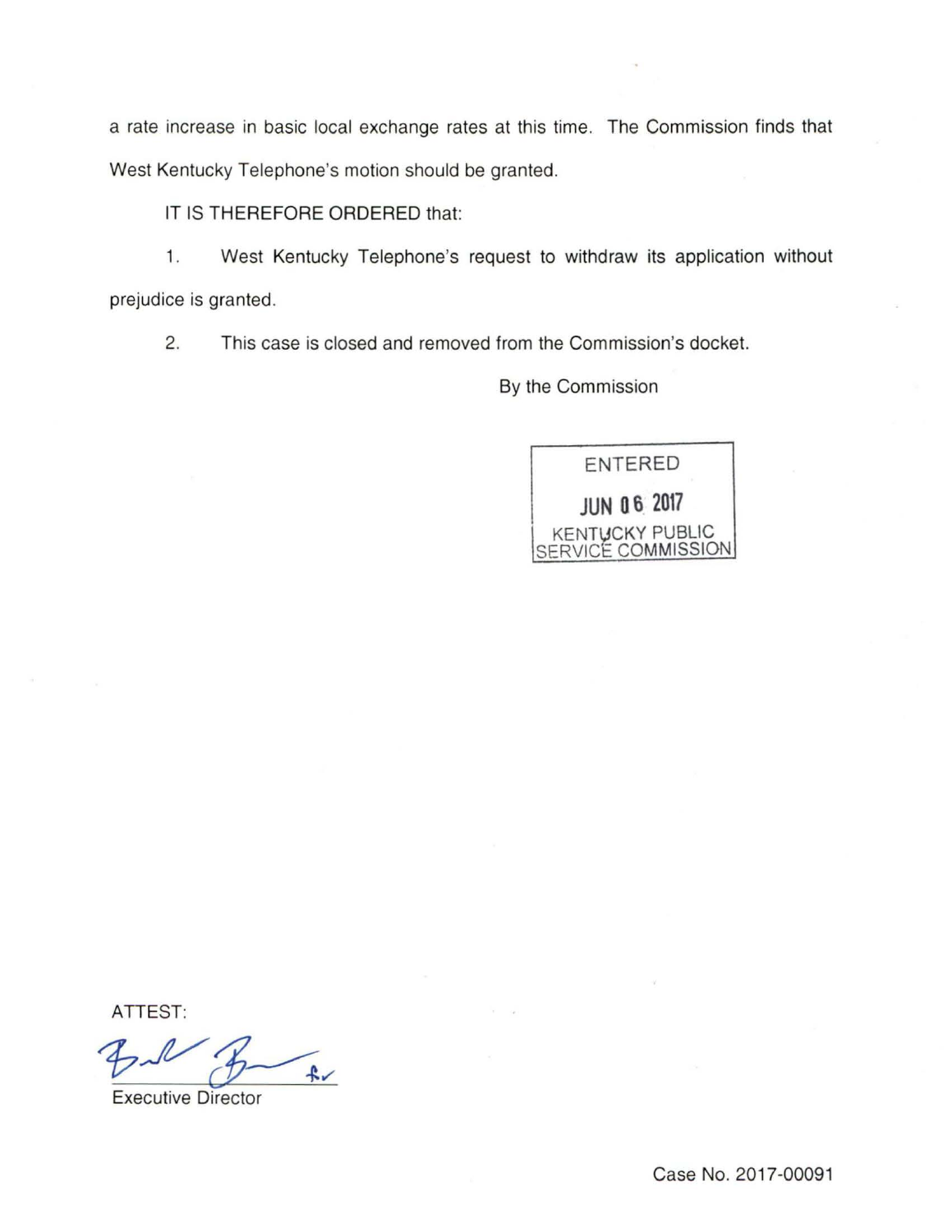a rate increase in basic local exchange rates at this time. The Commission finds that West Kentucky Telephone's motion should be granted.

IT IS THEREFORE ORDERED that:

1. West Kentucky Telephone's request to withdraw its application without prejudice is granted.

2. This case is closed and removed from the Commission's docket.

By the Commission

ENTERED

JUN 06 2017

KENTUCKY PUBLIC SERVICE COMMISSION

ATTEST:

Executive Director

Case No. 2017-00091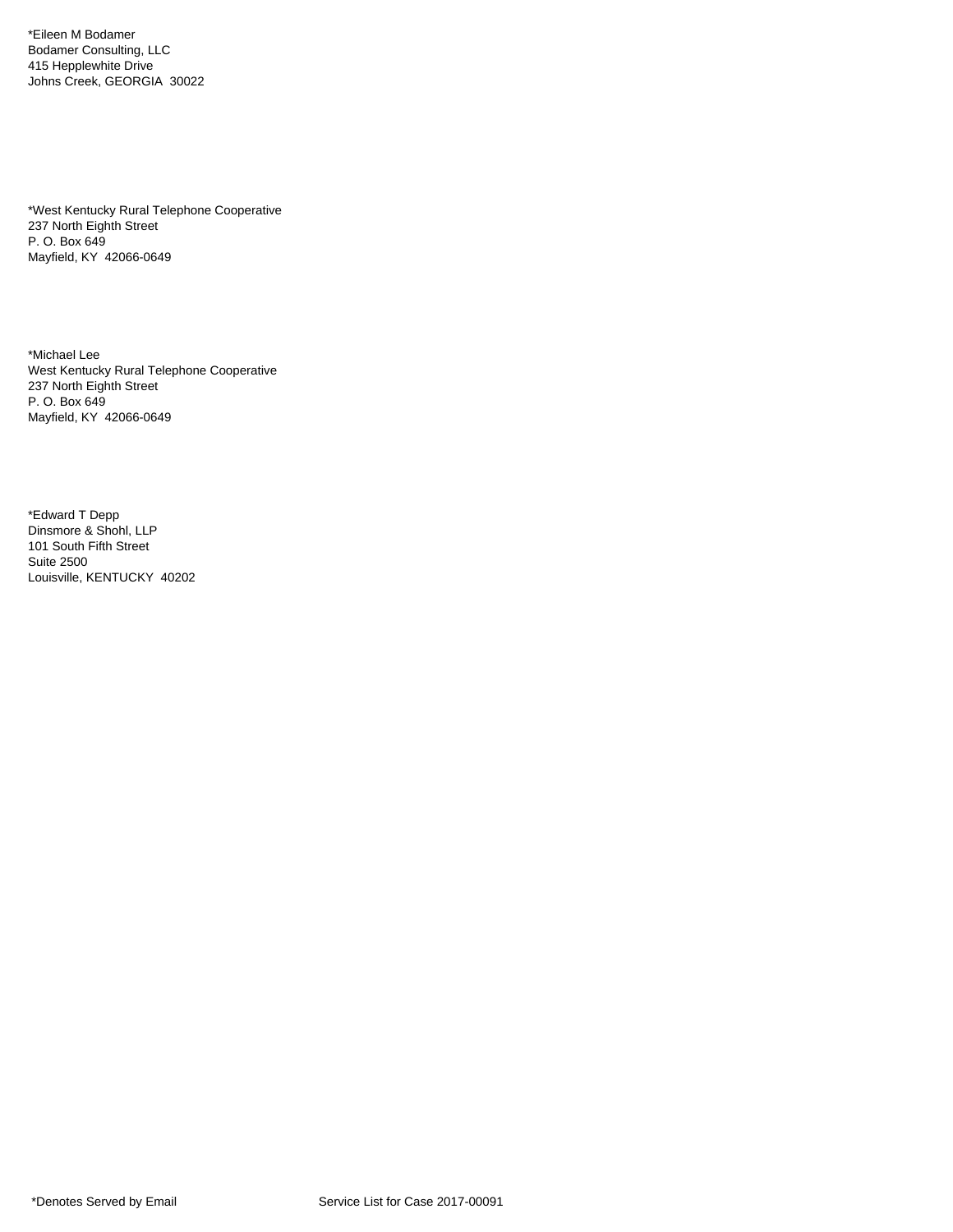*Eileen M Bodamer
Bodamer Consulting, LLC
415 Hepplewhite Drive
Johns Creek, GEORGIA 30022

*West Kentucky Rural Telephone Cooperative
237 North Eighth Street
P. O. Box 649
Mayfield, KY 42066-0649

*Michael Lee
West Kentucky Rural Telephone Cooperative
237 North Eighth Street
P. O. Box 649
Mayfield, KY 42066-0649

*Edward T Depp
Dinsmore & Shohl, LLP
101 South Fifth Street
Suite 2500
Louisville, KENTUCKY 40202

*Denotes Served by Email

Service List for Case 2017-00091